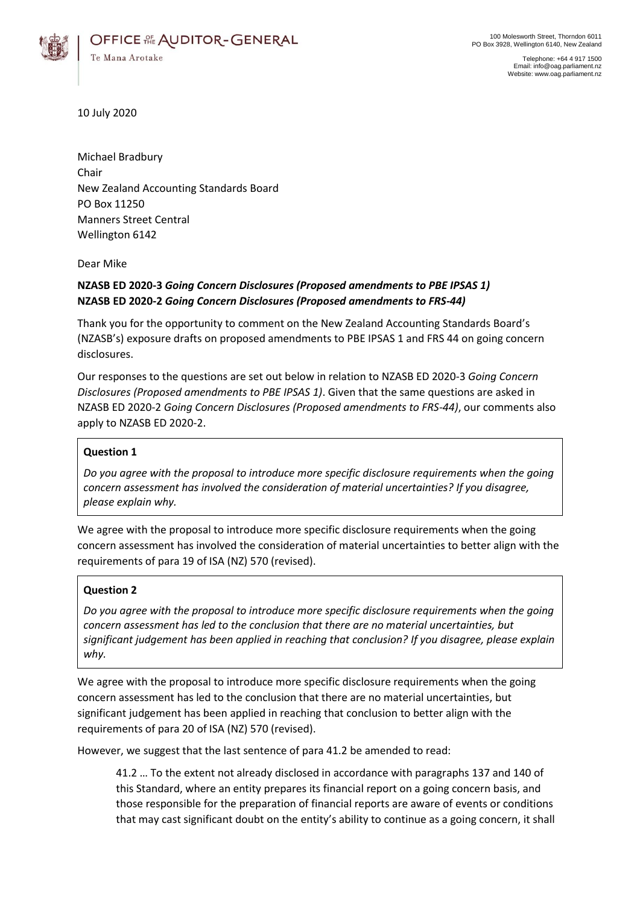**OFFICE OF THE AUDITOR-GENERAL**
Te Mana Arotake

100 Molesworth Street, Thorndon 6011
PO Box 3928, Wellington 6140, New Zealand

Telephone: +64 4 917 1500
Email: info@oag.parliament.nz
Website: www.oag.parliament.nz

10 July 2020

Michael Bradbury
Chair
New Zealand Accounting Standards Board
PO Box 11250
Manners Street Central
Wellington 6142

Dear Mike

**NZASB ED 2020-3 *Going Concern Disclosures (Proposed amendments to PBE IPSAS 1)***
**NZASB ED 2020-2 *Going Concern Disclosures (Proposed amendments to FRS-44)***

Thank you for the opportunity to comment on the New Zealand Accounting Standards Board's (NZASB's) exposure drafts on proposed amendments to PBE IPSAS 1 and FRS 44 on going concern disclosures.

Our responses to the questions are set out below in relation to NZASB ED 2020-3 *Going Concern Disclosures (Proposed amendments to PBE IPSAS 1)*. Given that the same questions are asked in NZASB ED 2020-2 *Going Concern Disclosures (Proposed amendments to FRS-44)*, our comments also apply to NZASB ED 2020-2.

> **Question 1**
>
> *Do you agree with the proposal to introduce more specific disclosure requirements when the going concern assessment has involved the consideration of material uncertainties? If you disagree, please explain why.*

We agree with the proposal to introduce more specific disclosure requirements when the going concern assessment has involved the consideration of material uncertainties to better align with the requirements of para 19 of ISA (NZ) 570 (revised).

> **Question 2**
>
> *Do you agree with the proposal to introduce more specific disclosure requirements when the going concern assessment has led to the conclusion that there are no material uncertainties, but significant judgement has been applied in reaching that conclusion? If you disagree, please explain why.*

We agree with the proposal to introduce more specific disclosure requirements when the going concern assessment has led to the conclusion that there are no material uncertainties, but significant judgement has been applied in reaching that conclusion to better align with the requirements of para 20 of ISA (NZ) 570 (revised).

However, we suggest that the last sentence of para 41.2 be amended to read:

> 41.2 … To the extent not already disclosed in accordance with paragraphs 137 and 140 of this Standard, where an entity prepares its financial report on a going concern basis, and those responsible for the preparation of financial reports are aware of events or conditions that may cast significant doubt on the entity's ability to continue as a going concern, it shall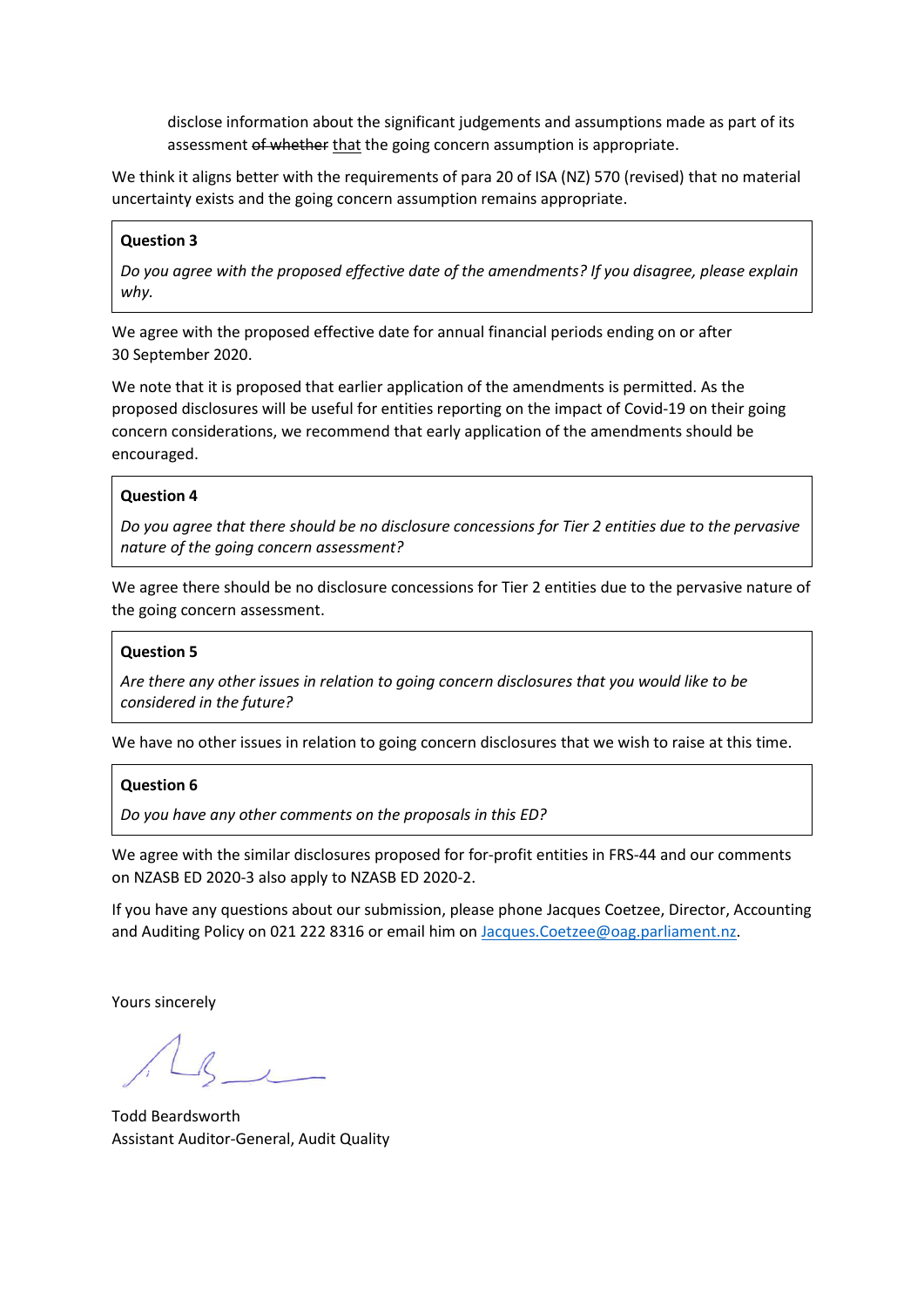disclose information about the significant judgements and assumptions made as part of its assessment ~~of whether~~ <u>that</u> the going concern assumption is appropriate.

We think it aligns better with the requirements of para 20 of ISA (NZ) 570 (revised) that no material uncertainty exists and the going concern assumption remains appropriate.

**Question 3**

*Do you agree with the proposed effective date of the amendments? If you disagree, please explain why.*

We agree with the proposed effective date for annual financial periods ending on or after 30 September 2020.

We note that it is proposed that earlier application of the amendments is permitted. As the proposed disclosures will be useful for entities reporting on the impact of Covid-19 on their going concern considerations, we recommend that early application of the amendments should be encouraged.

**Question 4**

*Do you agree that there should be no disclosure concessions for Tier 2 entities due to the pervasive nature of the going concern assessment?*

We agree there should be no disclosure concessions for Tier 2 entities due to the pervasive nature of the going concern assessment.

**Question 5**

*Are there any other issues in relation to going concern disclosures that you would like to be considered in the future?*

We have no other issues in relation to going concern disclosures that we wish to raise at this time.

**Question 6**

*Do you have any other comments on the proposals in this ED?*

We agree with the similar disclosures proposed for for-profit entities in FRS-44 and our comments on NZASB ED 2020-3 also apply to NZASB ED 2020-2.

If you have any questions about our submission, please phone Jacques Coetzee, Director, Accounting and Auditing Policy on 021 222 8316 or email him on Jacques.Coetzee@oag.parliament.nz.

Yours sincerely

Todd Beardsworth
Assistant Auditor-General, Audit Quality